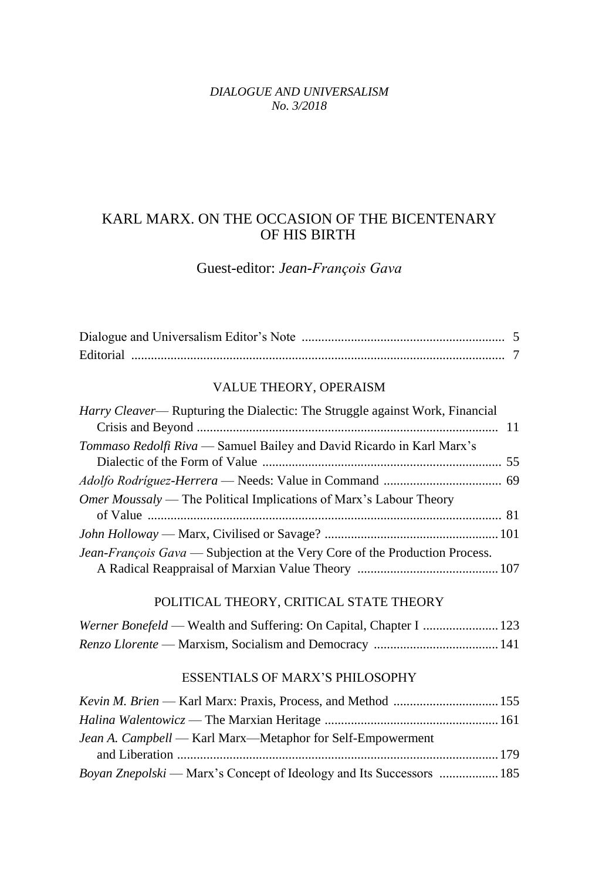*DIALOGUE AND UNIVERSALISM*
*No. 3/2018*

# KARL MARX. ON THE OCCASION OF THE BICENTENARY OF HIS BIRTH

Guest-editor: *Jean-François Gava*

Dialogue and Universalism Editor's Note .............................................................. 5
Editorial .................................................................................................................. 7

## VALUE THEORY, OPERAISM

*Harry Cleaver*— Rupturing the Dialectic: The Struggle against Work, Financial Crisis and Beyond ............................................................................................ 11
*Tommaso Redolfi Riva* — Samuel Bailey and David Ricardo in Karl Marx's Dialectic of the Form of Value ......................................................................... 55
*Adolfo Rodríguez-Herrera* — Needs: Value in Command .................................... 69
*Omer Moussaly* — The Political Implications of Marx's Labour Theory of Value ............................................................................................................ 81
*John Holloway* — Marx, Civilised or Savage? ..................................................... 101
*Jean-François Gava* — Subjection at the Very Core of the Production Process. A Radical Reappraisal of Marxian Value Theory ........................................... 107

## POLITICAL THEORY, CRITICAL STATE THEORY

*Werner Bonefeld* — Wealth and Suffering: On Capital, Chapter I ....................... 123
*Renzo Llorente* — Marxism, Socialism and Democracy ...................................... 141

## ESSENTIALS OF MARX'S PHILOSOPHY

*Kevin M. Brien* — Karl Marx: Praxis, Process, and Method ................................ 155
*Halina Walentowicz* — The Marxian Heritage ..................................................... 161
*Jean A. Campbell* — Karl Marx—Metaphor for Self-Empowerment and Liberation .................................................................................................. 179
*Boyan Znepolski* — Marx's Concept of Ideology and Its Successors .................. 185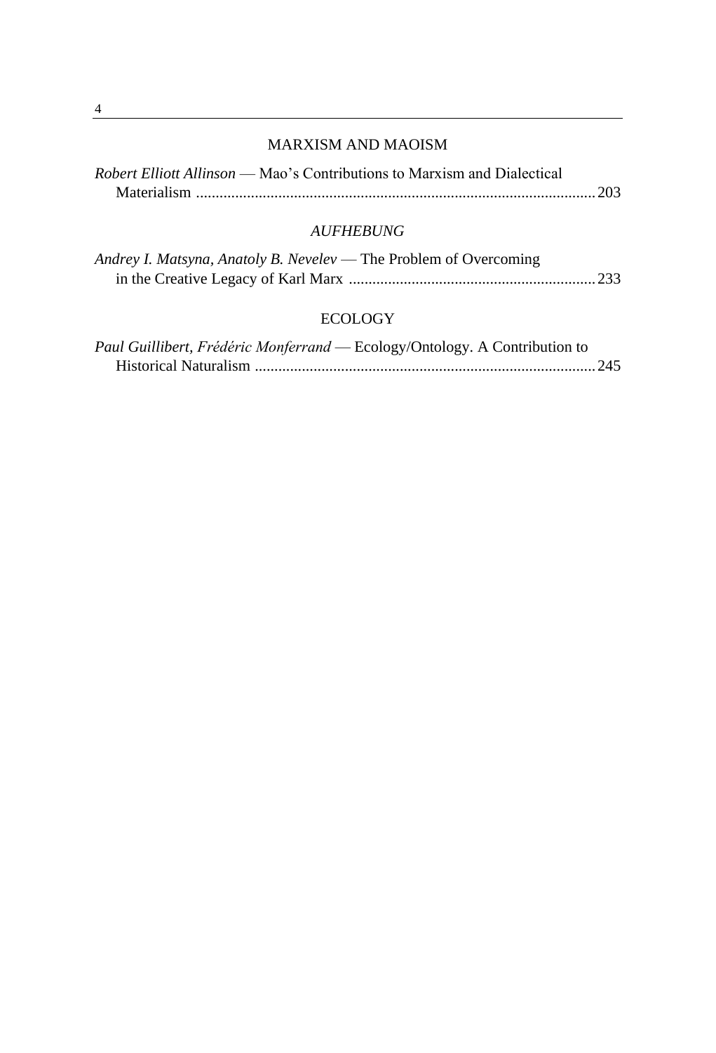## MARXISM AND MAOISM

*Robert Elliott Allinson* — Mao's Contributions to Marxism and Dialectical Materialism ........................................................................................................ 203

## *AUFHEBUNG*

*Andrey I. Matsyna, Anatoly B. Nevelev* — The Problem of Overcoming in the Creative Legacy of Karl Marx ................................................................ 233

## ECOLOGY

*Paul Guillibert, Frédéric Monferrand* — Ecology/Ontology. A Contribution to Historical Naturalism ........................................................................................ 245